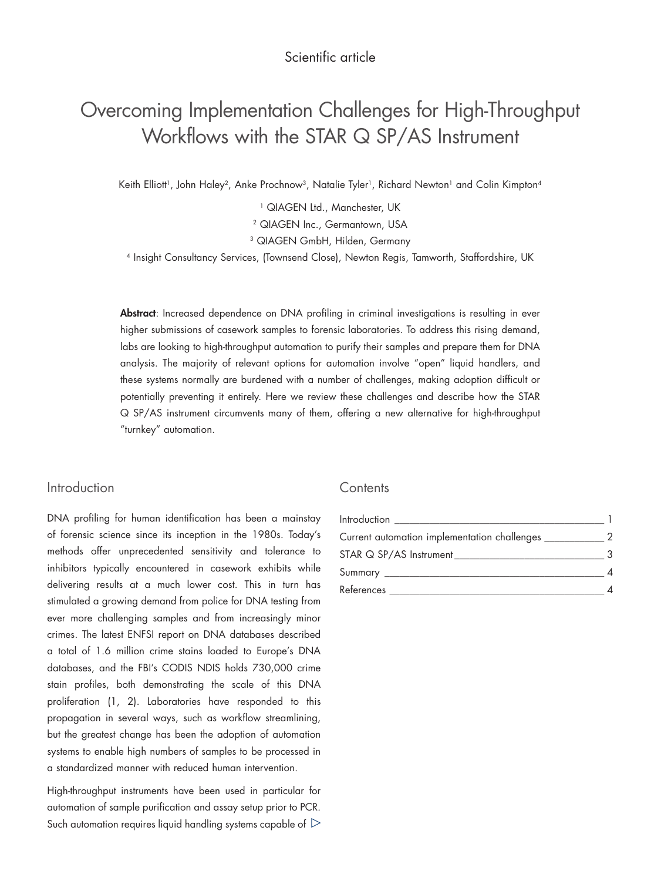Scientific article

# Overcoming Implementation Challenges for High-Throughput Workflows with the STAR Q SP/AS Instrument

Keith Elliott[1], John Haley[2], Anke Prochnow[3], Natalie Tyler[1], Richard Newton[1] and Colin Kimpton[4]

[1] QIAGEN Ltd., Manchester, UK

[2] QIAGEN Inc., Germantown, USA

[3] QIAGEN GmbH, Hilden, Germany

[4] Insight Consultancy Services, (Townsend Close), Newton Regis, Tamworth, Staffordshire, UK

**Abstract**: Increased dependence on DNA profiling in criminal investigations is resulting in ever higher submissions of casework samples to forensic laboratories. To address this rising demand, labs are looking to high-throughput automation to purify their samples and prepare them for DNA analysis. The majority of relevant options for automation involve "open" liquid handlers, and these systems normally are burdened with a number of challenges, making adoption difficult or potentially preventing it entirely. Here we review these challenges and describe how the STAR Q SP/AS instrument circumvents many of them, offering a new alternative for high-throughput "turnkey" automation.

## Introduction

DNA profiling for human identification has been a mainstay of forensic science since its inception in the 1980s. Today's methods offer unprecedented sensitivity and tolerance to inhibitors typically encountered in casework exhibits while delivering results at a much lower cost. This in turn has stimulated a growing demand from police for DNA testing from ever more challenging samples and from increasingly minor crimes. The latest ENFSI report on DNA databases described a total of 1.6 million crime stains loaded to Europe's DNA databases, and the FBI's CODIS NDIS holds 730,000 crime stain profiles, both demonstrating the scale of this DNA proliferation (1, 2). Laboratories have responded to this propagation in several ways, such as workflow streamlining, but the greatest change has been the adoption of automation systems to enable high numbers of samples to be processed in a standardized manner with reduced human intervention.

High-throughput instruments have been used in particular for automation of sample purification and assay setup prior to PCR. Such automation requires liquid handling systems capable of

## Contents

| | |
|---|---|
| Introduction | 1 |
| Current automation implementation challenges | 2 |
| STAR Q SP/AS Instrument | 3 |
| Summary | 4 |
| References | 4 |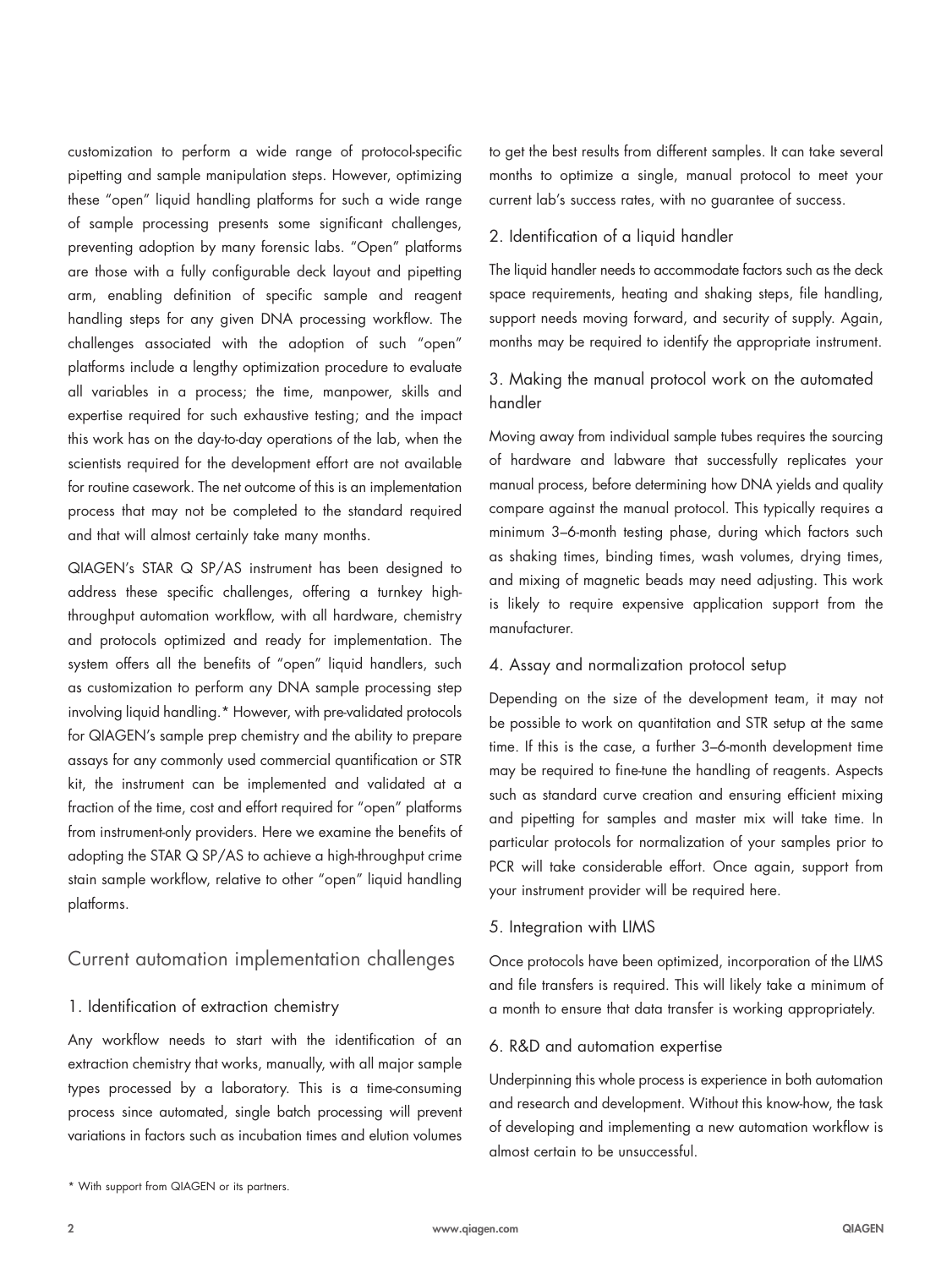customization to perform a wide range of protocol-specific pipetting and sample manipulation steps. However, optimizing these "open" liquid handling platforms for such a wide range of sample processing presents some significant challenges, preventing adoption by many forensic labs. "Open" platforms are those with a fully configurable deck layout and pipetting arm, enabling definition of specific sample and reagent handling steps for any given DNA processing workflow. The challenges associated with the adoption of such "open" platforms include a lengthy optimization procedure to evaluate all variables in a process; the time, manpower, skills and expertise required for such exhaustive testing; and the impact this work has on the day-to-day operations of the lab, when the scientists required for the development effort are not available for routine casework. The net outcome of this is an implementation process that may not be completed to the standard required and that will almost certainly take many months.

QIAGEN's STAR Q SP/AS instrument has been designed to address these specific challenges, offering a turnkey high-throughput automation workflow, with all hardware, chemistry and protocols optimized and ready for implementation. The system offers all the benefits of "open" liquid handlers, such as customization to perform any DNA sample processing step involving liquid handling.* However, with pre-validated protocols for QIAGEN's sample prep chemistry and the ability to prepare assays for any commonly used commercial quantification or STR kit, the instrument can be implemented and validated at a fraction of the time, cost and effort required for "open" platforms from instrument-only providers. Here we examine the benefits of adopting the STAR Q SP/AS to achieve a high-throughput crime stain sample workflow, relative to other "open" liquid handling platforms.

## Current automation implementation challenges

### 1. Identification of extraction chemistry

Any workflow needs to start with the identification of an extraction chemistry that works, manually, with all major sample types processed by a laboratory. This is a time-consuming process since automated, single batch processing will prevent variations in factors such as incubation times and elution volumes to get the best results from different samples. It can take several months to optimize a single, manual protocol to meet your current lab's success rates, with no guarantee of success.

### 2. Identification of a liquid handler

The liquid handler needs to accommodate factors such as the deck space requirements, heating and shaking steps, file handling, support needs moving forward, and security of supply. Again, months may be required to identify the appropriate instrument.

### 3. Making the manual protocol work on the automated handler

Moving away from individual sample tubes requires the sourcing of hardware and labware that successfully replicates your manual process, before determining how DNA yields and quality compare against the manual protocol. This typically requires a minimum 3–6-month testing phase, during which factors such as shaking times, binding times, wash volumes, drying times, and mixing of magnetic beads may need adjusting. This work is likely to require expensive application support from the manufacturer.

### 4. Assay and normalization protocol setup

Depending on the size of the development team, it may not be possible to work on quantitation and STR setup at the same time. If this is the case, a further 3–6-month development time may be required to fine-tune the handling of reagents. Aspects such as standard curve creation and ensuring efficient mixing and pipetting for samples and master mix will take time. In particular protocols for normalization of your samples prior to PCR will take considerable effort. Once again, support from your instrument provider will be required here.

### 5. Integration with LIMS

Once protocols have been optimized, incorporation of the LIMS and file transfers is required. This will likely take a minimum of a month to ensure that data transfer is working appropriately.

### 6. R&D and automation expertise

Underpinning this whole process is experience in both automation and research and development. Without this know-how, the task of developing and implementing a new automation workflow is almost certain to be unsuccessful.

* With support from QIAGEN or its partners.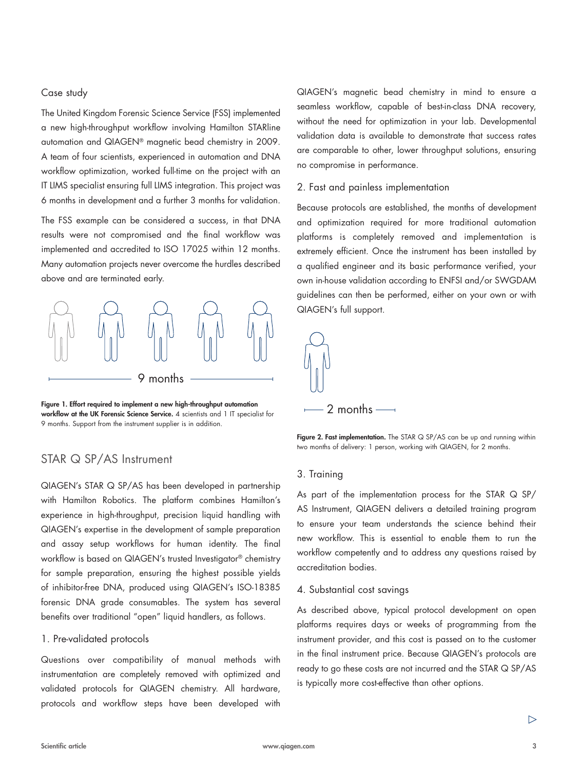Case study

The United Kingdom Forensic Science Service (FSS) implemented a new high-throughput workflow involving Hamilton STARline automation and QIAGEN® magnetic bead chemistry in 2009. A team of four scientists, experienced in automation and DNA workflow optimization, worked full-time on the project with an IT LIMS specialist ensuring full LIMS integration. This project was 6 months in development and a further 3 months for validation.

The FSS example can be considered a success, in that DNA results were not compromised and the final workflow was implemented and accredited to ISO 17025 within 12 months. Many automation projects never overcome the hurdles described above and are terminated early.

9 months

**Figure 1. Effort required to implement a new high-throughput automation workflow at the UK Forensic Science Service.** 4 scientists and 1 IT specialist for 9 months. Support from the instrument supplier is in addition.

## STAR Q SP/AS Instrument

QIAGEN's STAR Q SP/AS has been developed in partnership with Hamilton Robotics. The platform combines Hamilton's experience in high-throughput, precision liquid handling with QIAGEN's expertise in the development of sample preparation and assay setup workflows for human identity. The final workflow is based on QIAGEN's trusted Investigator® chemistry for sample preparation, ensuring the highest possible yields of inhibitor-free DNA, produced using QIAGEN's ISO-18385 forensic DNA grade consumables. The system has several benefits over traditional "open" liquid handlers, as follows.

### 1. Pre-validated protocols

Questions over compatibility of manual methods with instrumentation are completely removed with optimized and validated protocols for QIAGEN chemistry. All hardware, protocols and workflow steps have been developed with QIAGEN's magnetic bead chemistry in mind to ensure a seamless workflow, capable of best-in-class DNA recovery, without the need for optimization in your lab. Developmental validation data is available to demonstrate that success rates are comparable to other, lower throughput solutions, ensuring no compromise in performance.

### 2. Fast and painless implementation

Because protocols are established, the months of development and optimization required for more traditional automation platforms is completely removed and implementation is extremely efficient. Once the instrument has been installed by a qualified engineer and its basic performance verified, your own in-house validation according to ENFSI and/or SWGDAM guidelines can then be performed, either on your own or with QIAGEN's full support.

2 months

**Figure 2. Fast implementation.** The STAR Q SP/AS can be up and running within two months of delivery: 1 person, working with QIAGEN, for 2 months.

### 3. Training

As part of the implementation process for the STAR Q SP/AS Instrument, QIAGEN delivers a detailed training program to ensure your team understands the science behind their new workflow. This is essential to enable them to run the workflow competently and to address any questions raised by accreditation bodies.

### 4. Substantial cost savings

As described above, typical protocol development on open platforms requires days or weeks of programming from the instrument provider, and this cost is passed on to the customer in the final instrument price. Because QIAGEN's protocols are ready to go these costs are not incurred and the STAR Q SP/AS is typically more cost-effective than other options.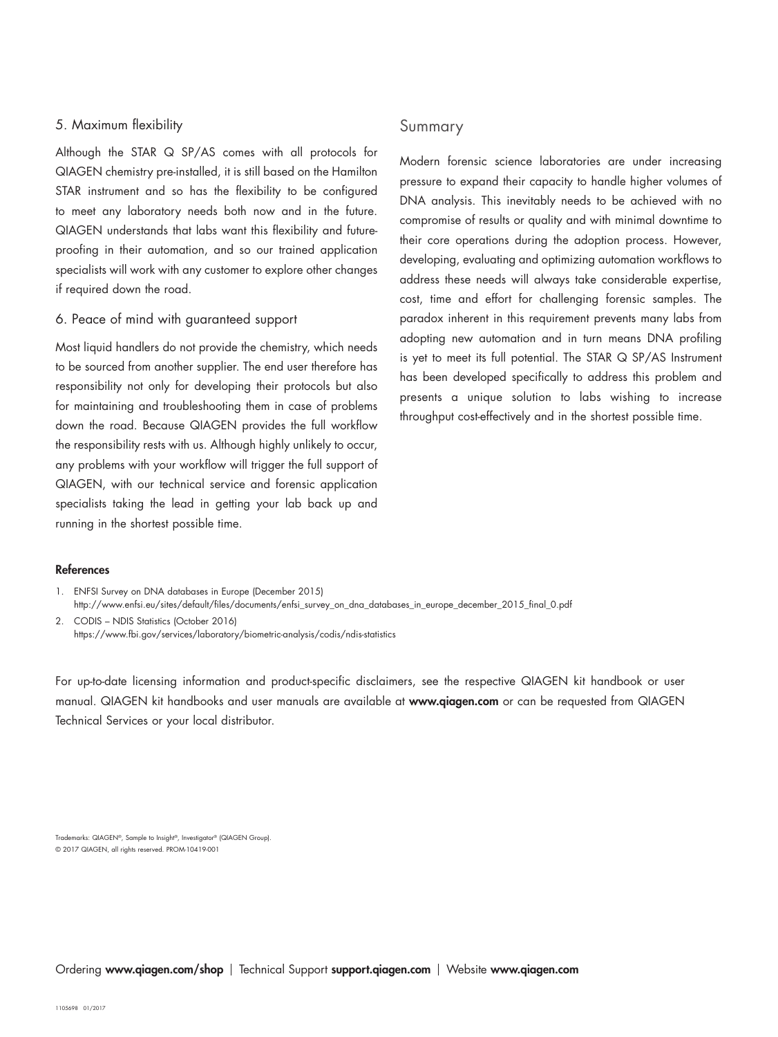### 5. Maximum flexibility

Although the STAR Q SP/AS comes with all protocols for QIAGEN chemistry pre-installed, it is still based on the Hamilton STAR instrument and so has the flexibility to be configured to meet any laboratory needs both now and in the future. QIAGEN understands that labs want this flexibility and future-proofing in their automation, and so our trained application specialists will work with any customer to explore other changes if required down the road.

### 6. Peace of mind with guaranteed support

Most liquid handlers do not provide the chemistry, which needs to be sourced from another supplier. The end user therefore has responsibility not only for developing their protocols but also for maintaining and troubleshooting them in case of problems down the road. Because QIAGEN provides the full workflow the responsibility rests with us. Although highly unlikely to occur, any problems with your workflow will trigger the full support of QIAGEN, with our technical service and forensic application specialists taking the lead in getting your lab back up and running in the shortest possible time.

## Summary

Modern forensic science laboratories are under increasing pressure to expand their capacity to handle higher volumes of DNA analysis. This inevitably needs to be achieved with no compromise of results or quality and with minimal downtime to their core operations during the adoption process. However, developing, evaluating and optimizing automation workflows to address these needs will always take considerable expertise, cost, time and effort for challenging forensic samples. The paradox inherent in this requirement prevents many labs from adopting new automation and in turn means DNA profiling is yet to meet its full potential. The STAR Q SP/AS Instrument has been developed specifically to address this problem and presents a unique solution to labs wishing to increase throughput cost-effectively and in the shortest possible time.

**References**

1. ENFSI Survey on DNA databases in Europe (December 2015)
   http://www.enfsi.eu/sites/default/files/documents/enfsi_survey_on_dna_databases_in_europe_december_2015_final_0.pdf
2. CODIS – NDIS Statistics (October 2016)
   https://www.fbi.gov/services/laboratory/biometric-analysis/codis/ndis-statistics

For up-to-date licensing information and product-specific disclaimers, see the respective QIAGEN kit handbook or user manual. QIAGEN kit handbooks and user manuals are available at **www.qiagen.com** or can be requested from QIAGEN Technical Services or your local distributor.

Trademarks: QIAGEN®, Sample to Insight®, Investigator® (QIAGEN Group).
© 2017 QIAGEN, all rights reserved. PROM-10419-001

Ordering **www.qiagen.com/shop** | Technical Support **support.qiagen.com** | Website **www.qiagen.com**

1105698 01/2017